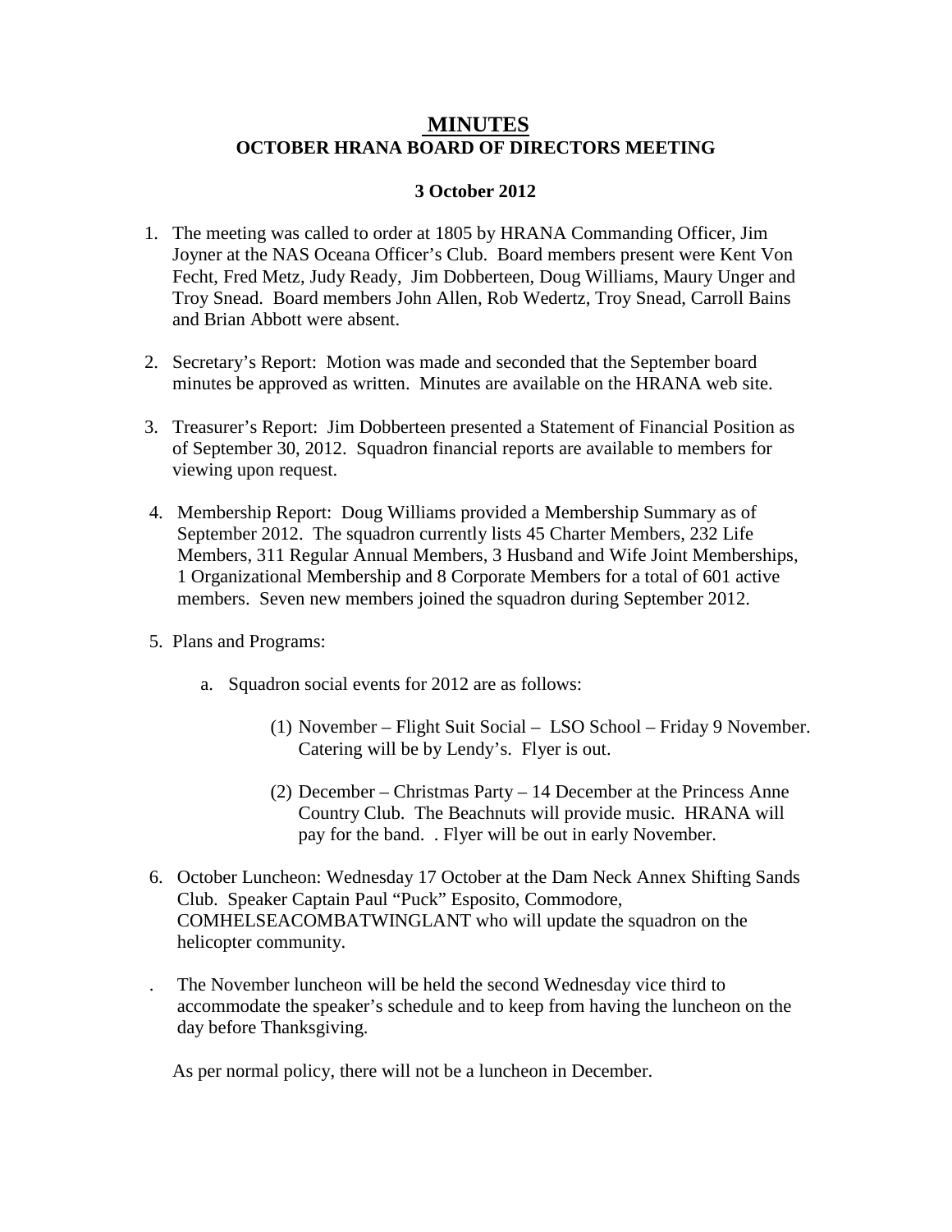# MINUTES
## OCTOBER HRANA BOARD OF DIRECTORS MEETING

**3 October 2012**

1. The meeting was called to order at 1805 by HRANA Commanding Officer, Jim Joyner at the NAS Oceana Officer's Club. Board members present were Kent Von Fecht, Fred Metz, Judy Ready, Jim Dobberteen, Doug Williams, Maury Unger and Troy Snead. Board members John Allen, Rob Wedertz, Troy Snead, Carroll Bains and Brian Abbott were absent.

2. Secretary's Report: Motion was made and seconded that the September board minutes be approved as written. Minutes are available on the HRANA web site.

3. Treasurer's Report: Jim Dobberteen presented a Statement of Financial Position as of September 30, 2012. Squadron financial reports are available to members for viewing upon request.

4. Membership Report: Doug Williams provided a Membership Summary as of September 2012. The squadron currently lists 45 Charter Members, 232 Life Members, 311 Regular Annual Members, 3 Husband and Wife Joint Memberships, 1 Organizational Membership and 8 Corporate Members for a total of 601 active members. Seven new members joined the squadron during September 2012.

5. Plans and Programs:

   a. Squadron social events for 2012 are as follows:

      (1) November – Flight Suit Social – LSO School – Friday 9 November. Catering will be by Lendy's. Flyer is out.

      (2) December – Christmas Party – 14 December at the Princess Anne Country Club. The Beachnuts will provide music. HRANA will pay for the band. . Flyer will be out in early November.

6. October Luncheon: Wednesday 17 October at the Dam Neck Annex Shifting Sands Club. Speaker Captain Paul "Puck" Esposito, Commodore, COMHELSEACOMBATWINGLANT who will update the squadron on the helicopter community.

. The November luncheon will be held the second Wednesday vice third to accommodate the speaker's schedule and to keep from having the luncheon on the day before Thanksgiving.

As per normal policy, there will not be a luncheon in December.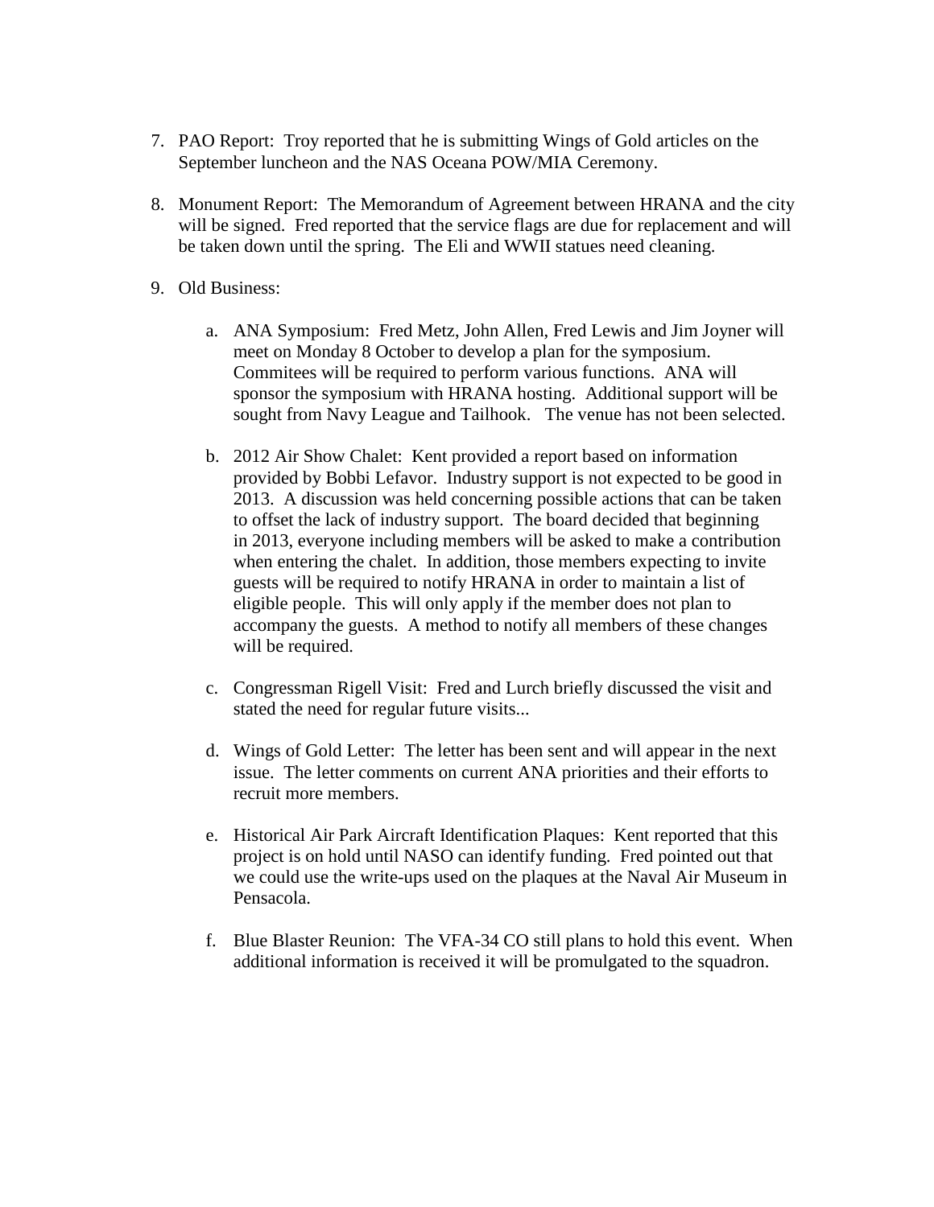7. PAO Report: Troy reported that he is submitting Wings of Gold articles on the September luncheon and the NAS Oceana POW/MIA Ceremony.

8. Monument Report: The Memorandum of Agreement between HRANA and the city will be signed. Fred reported that the service flags are due for replacement and will be taken down until the spring. The Eli and WWII statues need cleaning.

9. Old Business:

   a. ANA Symposium: Fred Metz, John Allen, Fred Lewis and Jim Joyner will meet on Monday 8 October to develop a plan for the symposium. Commitees will be required to perform various functions. ANA will sponsor the symposium with HRANA hosting. Additional support will be sought from Navy League and Tailhook. The venue has not been selected.

   b. 2012 Air Show Chalet: Kent provided a report based on information provided by Bobbi Lefavor. Industry support is not expected to be good in 2013. A discussion was held concerning possible actions that can be taken to offset the lack of industry support. The board decided that beginning in 2013, everyone including members will be asked to make a contribution when entering the chalet. In addition, those members expecting to invite guests will be required to notify HRANA in order to maintain a list of eligible people. This will only apply if the member does not plan to accompany the guests. A method to notify all members of these changes will be required.

   c. Congressman Rigell Visit: Fred and Lurch briefly discussed the visit and stated the need for regular future visits...

   d. Wings of Gold Letter: The letter has been sent and will appear in the next issue. The letter comments on current ANA priorities and their efforts to recruit more members.

   e. Historical Air Park Aircraft Identification Plaques: Kent reported that this project is on hold until NASO can identify funding. Fred pointed out that we could use the write-ups used on the plaques at the Naval Air Museum in Pensacola.

   f. Blue Blaster Reunion: The VFA-34 CO still plans to hold this event. When additional information is received it will be promulgated to the squadron.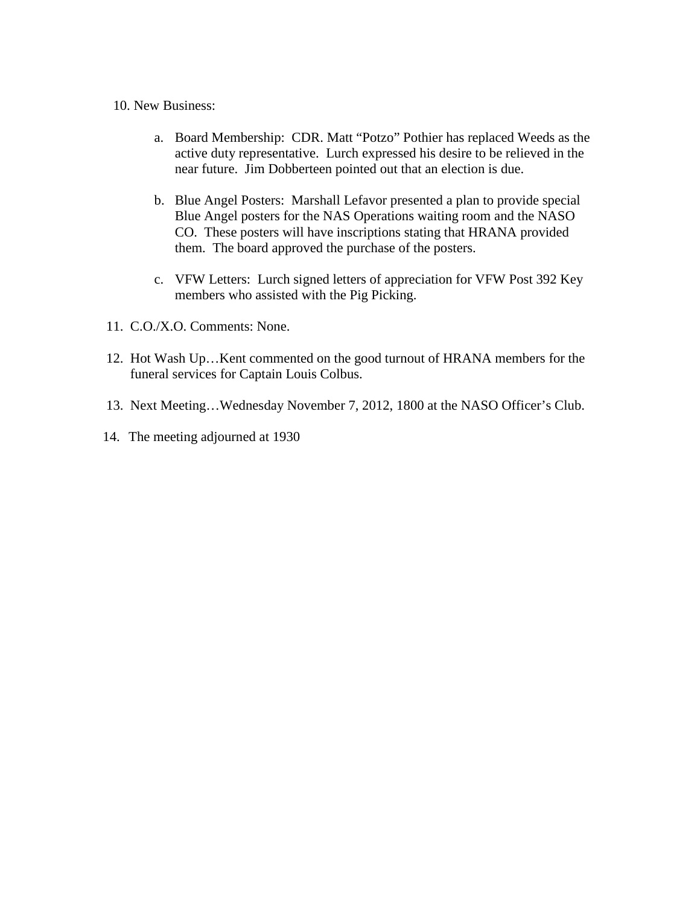10. New Business:

    a. Board Membership: CDR. Matt "Potzo" Pothier has replaced Weeds as the active duty representative. Lurch expressed his desire to be relieved in the near future. Jim Dobberteen pointed out that an election is due.

    b. Blue Angel Posters: Marshall Lefavor presented a plan to provide special Blue Angel posters for the NAS Operations waiting room and the NASO CO. These posters will have inscriptions stating that HRANA provided them. The board approved the purchase of the posters.

    c. VFW Letters: Lurch signed letters of appreciation for VFW Post 392 Key members who assisted with the Pig Picking.

11. C.O./X.O. Comments: None.

12. Hot Wash Up…Kent commented on the good turnout of HRANA members for the funeral services for Captain Louis Colbus.

13. Next Meeting…Wednesday November 7, 2012, 1800 at the NASO Officer's Club.

14. The meeting adjourned at 1930